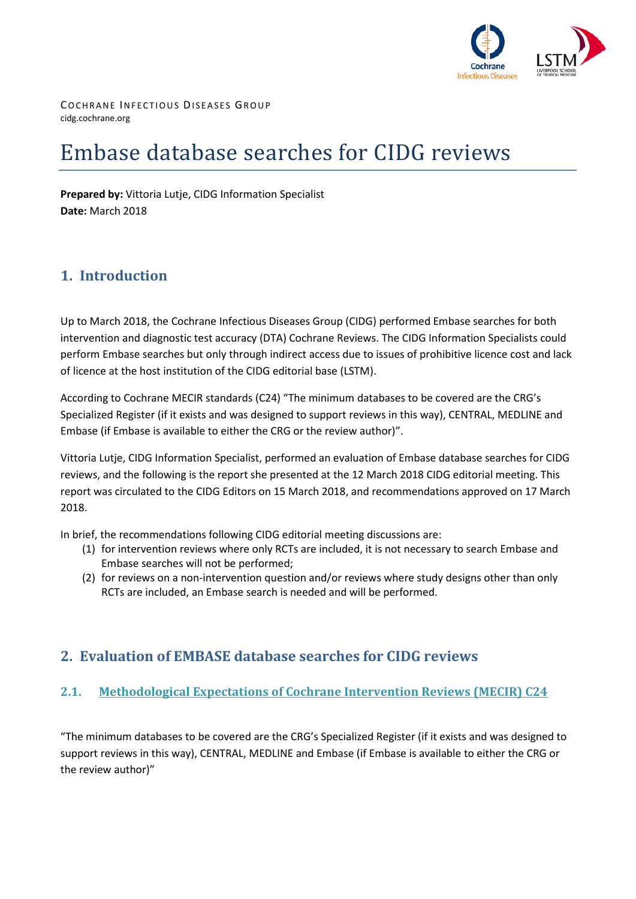COCHRANE INFECTIOUS DISEASES GROUP
cidg.cochrane.org

# Embase database searches for CIDG reviews

**Prepared by:** Vittoria Lutje, CIDG Information Specialist
**Date:** March 2018

## 1. Introduction

Up to March 2018, the Cochrane Infectious Diseases Group (CIDG) performed Embase searches for both intervention and diagnostic test accuracy (DTA) Cochrane Reviews. The CIDG Information Specialists could perform Embase searches but only through indirect access due to issues of prohibitive licence cost and lack of licence at the host institution of the CIDG editorial base (LSTM).

According to Cochrane MECIR standards (C24) "The minimum databases to be covered are the CRG's Specialized Register (if it exists and was designed to support reviews in this way), CENTRAL, MEDLINE and Embase (if Embase is available to either the CRG or the review author)".

Vittoria Lutje, CIDG Information Specialist, performed an evaluation of Embase database searches for CIDG reviews, and the following is the report she presented at the 12 March 2018 CIDG editorial meeting. This report was circulated to the CIDG Editors on 15 March 2018, and recommendations approved on 17 March 2018.

In brief, the recommendations following CIDG editorial meeting discussions are:

(1) for intervention reviews where only RCTs are included, it is not necessary to search Embase and Embase searches will not be performed;
(2) for reviews on a non-intervention question and/or reviews where study designs other than only RCTs are included, an Embase search is needed and will be performed.

## 2. Evaluation of EMBASE database searches for CIDG reviews

### 2.1. Methodological Expectations of Cochrane Intervention Reviews (MECIR) C24

"The minimum databases to be covered are the CRG's Specialized Register (if it exists and was designed to support reviews in this way), CENTRAL, MEDLINE and Embase (if Embase is available to either the CRG or the review author)"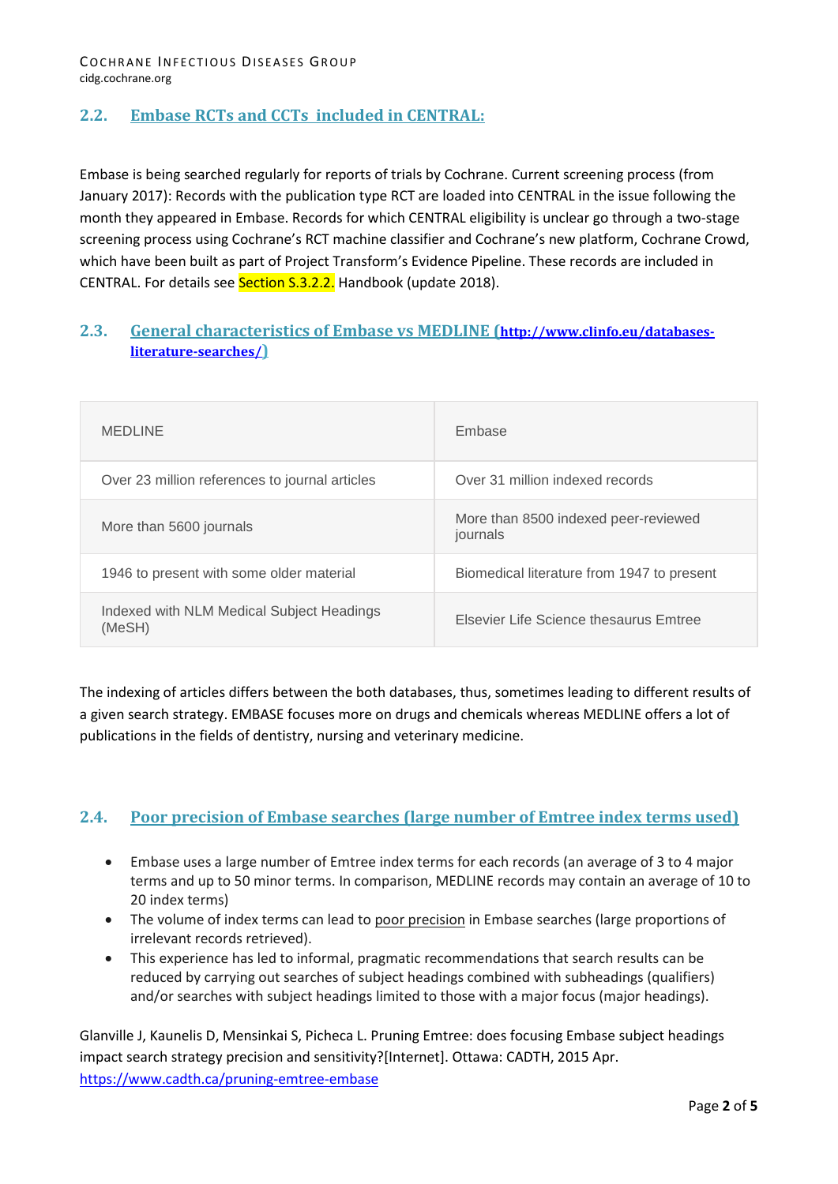## 2.2. Embase RCTs and CCTs included in CENTRAL:

Embase is being searched regularly for reports of trials by Cochrane. Current screening process (from January 2017): Records with the publication type RCT are loaded into CENTRAL in the issue following the month they appeared in Embase. Records for which CENTRAL eligibility is unclear go through a two-stage screening process using Cochrane's RCT machine classifier and Cochrane's new platform, Cochrane Crowd, which have been built as part of Project Transform's Evidence Pipeline. These records are included in CENTRAL. For details see Section S.3.2.2. Handbook (update 2018).

## 2.3. General characteristics of Embase vs MEDLINE (http://www.clinfo.eu/databases-literature-searches/)

| MEDLINE | Embase |
|---|---|
| Over 23 million references to journal articles | Over 31 million indexed records |
| More than 5600 journals | More than 8500 indexed peer-reviewed journals |
| 1946 to present with some older material | Biomedical literature from 1947 to present |
| Indexed with NLM Medical Subject Headings (MeSH) | Elsevier Life Science thesaurus Emtree |

The indexing of articles differs between the both databases, thus, sometimes leading to different results of a given search strategy. EMBASE focuses more on drugs and chemicals whereas MEDLINE offers a lot of publications in the fields of dentistry, nursing and veterinary medicine.

## 2.4. Poor precision of Embase searches (large number of Emtree index terms used)

- Embase uses a large number of Emtree index terms for each records (an average of 3 to 4 major terms and up to 50 minor terms. In comparison, MEDLINE records may contain an average of 10 to 20 index terms)
- The volume of index terms can lead to poor precision in Embase searches (large proportions of irrelevant records retrieved).
- This experience has led to informal, pragmatic recommendations that search results can be reduced by carrying out searches of subject headings combined with subheadings (qualifiers) and/or searches with subject headings limited to those with a major focus (major headings).

Glanville J, Kaunelis D, Mensinkai S, Picheca L. Pruning Emtree: does focusing Embase subject headings impact search strategy precision and sensitivity?[Internet]. Ottawa: CADTH, 2015 Apr. https://www.cadth.ca/pruning-emtree-embase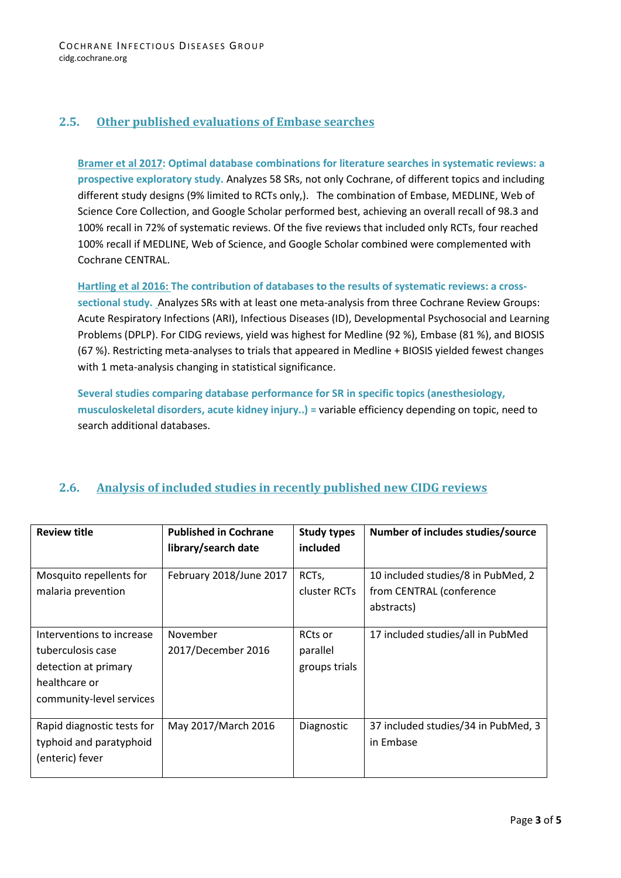## 2.5. Other published evaluations of Embase searches

**Bramer et al 2017: Optimal database combinations for literature searches in systematic reviews: a prospective exploratory study.** Analyzes 58 SRs, not only Cochrane, of different topics and including different study designs (9% limited to RCTs only,). The combination of Embase, MEDLINE, Web of Science Core Collection, and Google Scholar performed best, achieving an overall recall of 98.3 and 100% recall in 72% of systematic reviews. Of the five reviews that included only RCTs, four reached 100% recall if MEDLINE, Web of Science, and Google Scholar combined were complemented with Cochrane CENTRAL.

**Hartling et al 2016: The contribution of databases to the results of systematic reviews: a cross-sectional study.** Analyzes SRs with at least one meta-analysis from three Cochrane Review Groups: Acute Respiratory Infections (ARI), Infectious Diseases (ID), Developmental Psychosocial and Learning Problems (DPLP). For CIDG reviews, yield was highest for Medline (92 %), Embase (81 %), and BIOSIS (67 %). Restricting meta-analyses to trials that appeared in Medline + BIOSIS yielded fewest changes with 1 meta-analysis changing in statistical significance.

**Several studies comparing database performance for SR in specific topics (anesthesiology, musculoskeletal disorders, acute kidney injury..) =** variable efficiency depending on topic, need to search additional databases.

## 2.6. Analysis of included studies in recently published new CIDG reviews

| Review title | Published in Cochrane library/search date | Study types included | Number of includes studies/source |
| --- | --- | --- | --- |
| Mosquito repellents for malaria prevention | February 2018/June 2017 | RCTs, cluster RCTs | 10 included studies/8 in PubMed, 2 from CENTRAL (conference abstracts) |
| Interventions to increase tuberculosis case detection at primary healthcare or community-level services | November 2017/December 2016 | RCTs or parallel groups trials | 17 included studies/all in PubMed |
| Rapid diagnostic tests for typhoid and paratyphoid (enteric) fever | May 2017/March 2016 | Diagnostic | 37 included studies/34 in PubMed, 3 in Embase |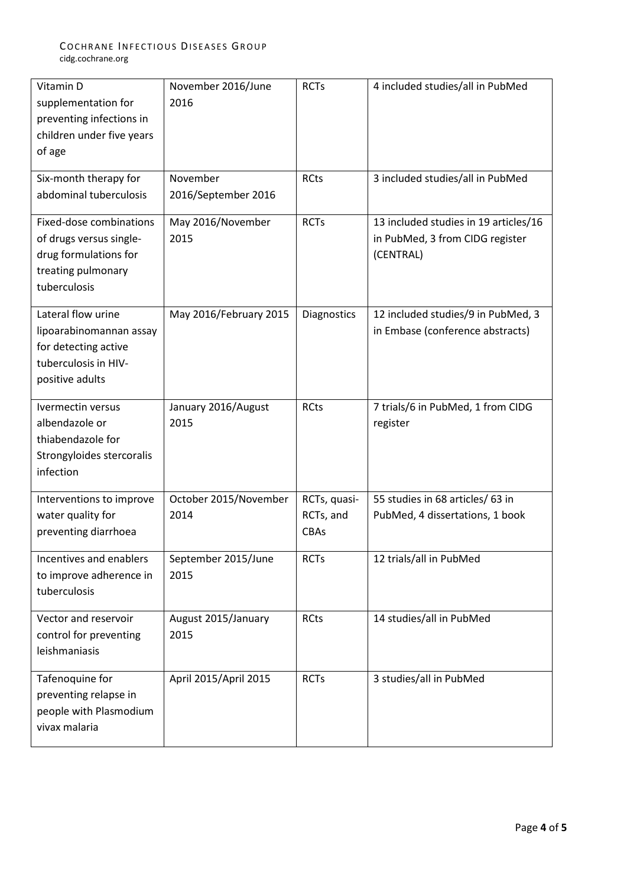| Vitamin D supplementation for preventing infections in children under five years of age | November 2016/June 2016 | RCTs | 4 included studies/all in PubMed |
|---|---|---|---|
| Six-month therapy for abdominal tuberculosis | November 2016/September 2016 | RCts | 3 included studies/all in PubMed |
| Fixed-dose combinations of drugs versus single-drug formulations for treating pulmonary tuberculosis | May 2016/November 2015 | RCTs | 13 included studies in 19 articles/16 in PubMed, 3 from CIDG register (CENTRAL) |
| Lateral flow urine lipoarabinomannan assay for detecting active tuberculosis in HIV-positive adults | May 2016/February 2015 | Diagnostics | 12 included studies/9 in PubMed, 3 in Embase (conference abstracts) |
| Ivermectin versus albendazole or thiabendazole for Strongyloides stercoralis infection | January 2016/August 2015 | RCts | 7 trials/6 in PubMed, 1 from CIDG register |
| Interventions to improve water quality for preventing diarrhoea | October 2015/November 2014 | RCTs, quasi-RCTs, and CBAs | 55 studies in 68 articles/ 63 in PubMed, 4 dissertations, 1 book |
| Incentives and enablers to improve adherence in tuberculosis | September 2015/June 2015 | RCTs | 12 trials/all in PubMed |
| Vector and reservoir control for preventing leishmaniasis | August 2015/January 2015 | RCts | 14 studies/all in PubMed |
| Tafenoquine for preventing relapse in people with Plasmodium vivax malaria | April 2015/April 2015 | RCTs | 3 studies/all in PubMed |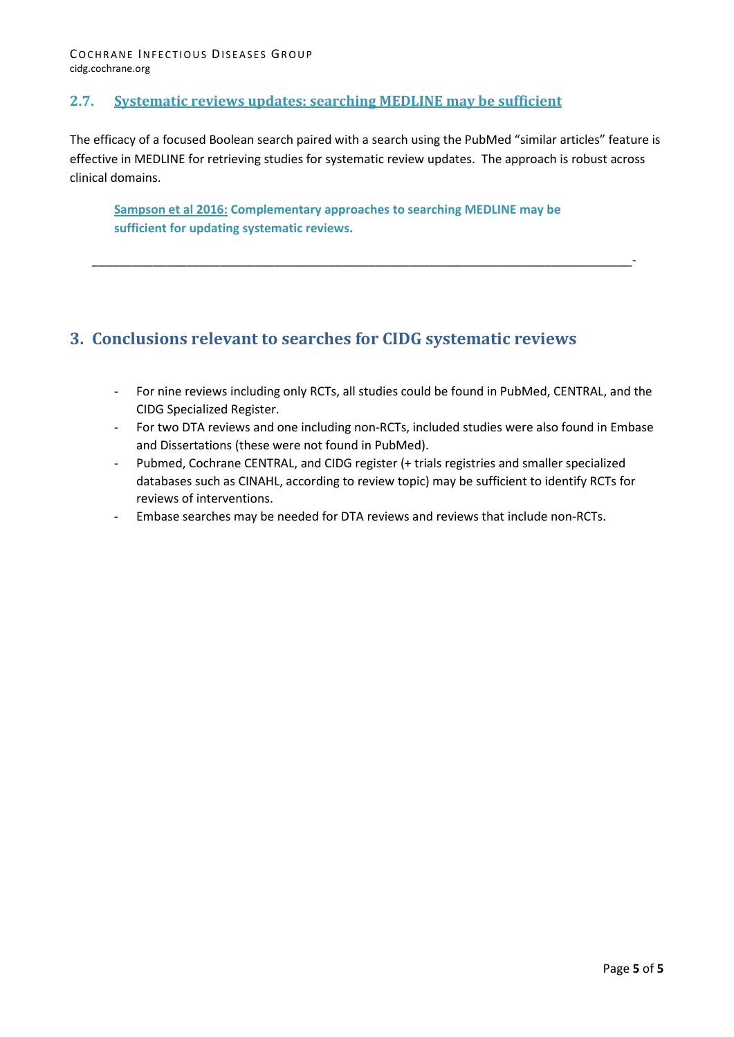### 2.7. Systematic reviews updates: searching MEDLINE may be sufficient

The efficacy of a focused Boolean search paired with a search using the PubMed "similar articles" feature is effective in MEDLINE for retrieving studies for systematic review updates. The approach is robust across clinical domains.

> **Sampson et al 2016: Complementary approaches to searching MEDLINE may be sufficient for updating systematic reviews.**

---

## 3. Conclusions relevant to searches for CIDG systematic reviews

- For nine reviews including only RCTs, all studies could be found in PubMed, CENTRAL, and the CIDG Specialized Register.
- For two DTA reviews and one including non-RCTs, included studies were also found in Embase and Dissertations (these were not found in PubMed).
- Pubmed, Cochrane CENTRAL, and CIDG register (+ trials registries and smaller specialized databases such as CINAHL, according to review topic) may be sufficient to identify RCTs for reviews of interventions.
- Embase searches may be needed for DTA reviews and reviews that include non-RCTs.